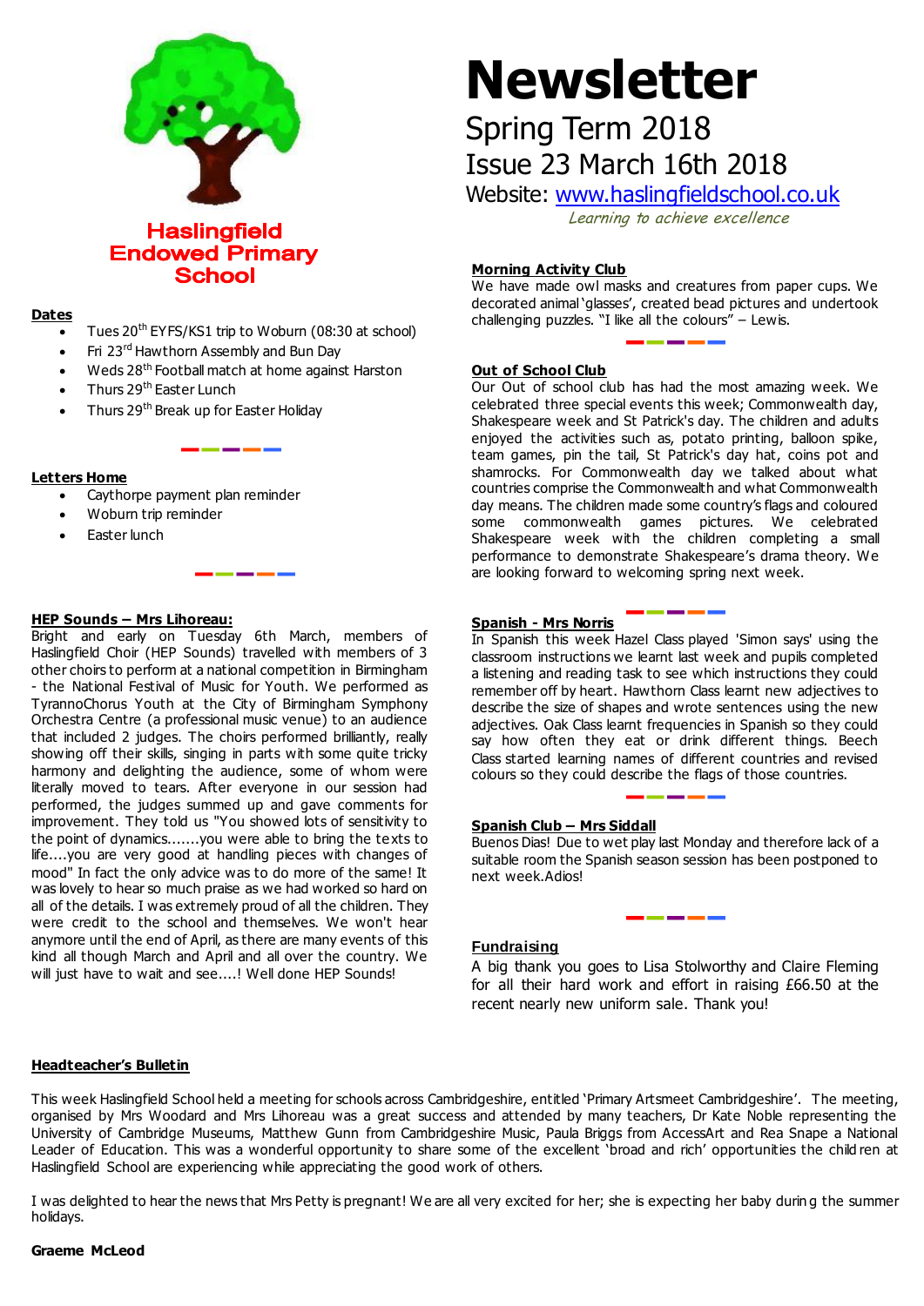# Haslingfield Endowed Primary School

# Newsletter

## Spring Term 2018

## Issue 23 March 16th 2018

Website: www.haslingfieldschool.co.uk

*Learning to achieve excellence*

**Dates**

- Tues 20th EYFS/KS1 trip to Woburn (08:30 at school)
- Fri 23rd Hawthorn Assembly and Bun Day
- Weds 28th Football match at home against Harston
- Thurs 29th Easter Lunch
- Thurs 29th Break up for Easter Holiday

**Letters Home**

- Caythorpe payment plan reminder
- Woburn trip reminder
- Easter lunch

**HEP Sounds – Mrs Lihoreau:**

Bright and early on Tuesday 6th March, members of Haslingfield Choir (HEP Sounds) travelled with members of 3 other choirs to perform at a national competition in Birmingham - the National Festival of Music for Youth. We performed as TyrannoChorus Youth at the City of Birmingham Symphony Orchestra Centre (a professional music venue) to an audience that included 2 judges. The choirs performed brilliantly, really showing off their skills, singing in parts with some quite tricky harmony and delighting the audience, some of whom were literally moved to tears. After everyone in our session had performed, the judges summed up and gave comments for improvement. They told us "You showed lots of sensitivity to the point of dynamics.......you were able to bring the texts to life....you are very good at handling pieces with changes of mood" In fact the only advice was to do more of the same! It was lovely to hear so much praise as we had worked so hard on all of the details. I was extremely proud of all the children. They were credit to the school and themselves. We won't hear anymore until the end of April, as there are many events of this kind all though March and April and all over the country. We will just have to wait and see....! Well done HEP Sounds!

**Morning Activity Club**

We have made owl masks and creatures from paper cups. We decorated animal 'glasses', created bead pictures and undertook challenging puzzles. "I like all the colours" – Lewis.

**Out of School Club**

Our Out of school club has had the most amazing week. We celebrated three special events this week; Commonwealth day, Shakespeare week and St Patrick's day. The children and adults enjoyed the activities such as, potato printing, balloon spike, team games, pin the tail, St Patrick's day hat, coins pot and shamrocks. For Commonwealth day we talked about what countries comprise the Commonwealth and what Commonwealth day means. The children made some country's flags and coloured some commonwealth games pictures. We celebrated Shakespeare week with the children completing a small performance to demonstrate Shakespeare's drama theory. We are looking forward to welcoming spring next week.

**Spanish - Mrs Norris**

In Spanish this week Hazel Class played 'Simon says' using the classroom instructions we learnt last week and pupils completed a listening and reading task to see which instructions they could remember off by heart. Hawthorn Class learnt new adjectives to describe the size of shapes and wrote sentences using the new adjectives. Oak Class learnt frequencies in Spanish so they could say how often they eat or drink different things. Beech Class started learning names of different countries and revised colours so they could describe the flags of those countries.

**Spanish Club – Mrs Siddall**

Buenos Dias! Due to wet play last Monday and therefore lack of a suitable room the Spanish season session has been postponed to next week.Adios!

**Fundraising**

A big thank you goes to Lisa Stolworthy and Claire Fleming for all their hard work and effort in raising £66.50 at the recent nearly new uniform sale. Thank you!

**Headteacher's Bulletin**

This week Haslingfield School held a meeting for schools across Cambridgeshire, entitled 'Primary Artsmeet Cambridgeshire'. The meeting, organised by Mrs Woodard and Mrs Lihoreau was a great success and attended by many teachers, Dr Kate Noble representing the University of Cambridge Museums, Matthew Gunn from Cambridgeshire Music, Paula Briggs from AccessArt and Rea Snape a National Leader of Education. This was a wonderful opportunity to share some of the excellent 'broad and rich' opportunities the children at Haslingfield School are experiencing while appreciating the good work of others.

I was delighted to hear the news that Mrs Petty is pregnant! We are all very excited for her; she is expecting her baby during the summer holidays.

**Graeme McLeod**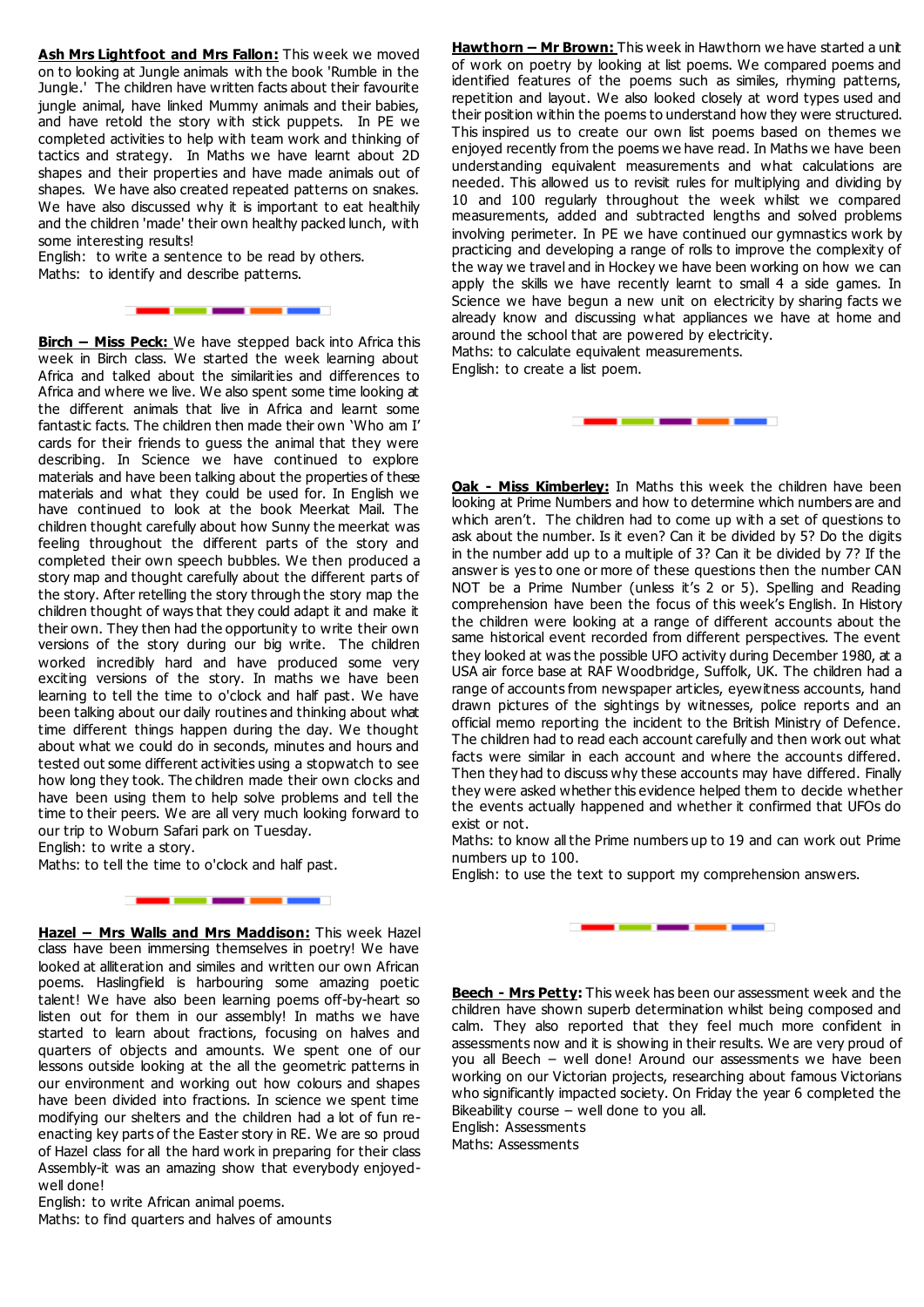**Ash Mrs Lightfoot and Mrs Fallon:** This week we moved on to looking at Jungle animals with the book 'Rumble in the Jungle.' The children have written facts about their favourite jungle animal, have linked Mummy animals and their babies, and have retold the story with stick puppets. In PE we completed activities to help with team work and thinking of tactics and strategy. In Maths we have learnt about 2D shapes and their properties and have made animals out of shapes. We have also created repeated patterns on snakes. We have also discussed why it is important to eat healthily and the children 'made' their own healthy packed lunch, with some interesting results!

English: to write a sentence to be read by others.

Maths: to identify and describe patterns.

**Birch – Miss Peck:** We have stepped back into Africa this week in Birch class. We started the week learning about Africa and talked about the similarities and differences to Africa and where we live. We also spent some time looking at the different animals that live in Africa and learnt some fantastic facts. The children then made their own 'Who am I' cards for their friends to guess the animal that they were describing. In Science we have continued to explore materials and have been talking about the properties of these materials and what they could be used for. In English we have continued to look at the book Meerkat Mail. The children thought carefully about how Sunny the meerkat was feeling throughout the different parts of the story and completed their own speech bubbles. We then produced a story map and thought carefully about the different parts of the story. After retelling the story through the story map the children thought of ways that they could adapt it and make it their own. They then had the opportunity to write their own versions of the story during our big write. The children worked incredibly hard and have produced some very exciting versions of the story. In maths we have been learning to tell the time to o'clock and half past. We have been talking about our daily routines and thinking about what time different things happen during the day. We thought about what we could do in seconds, minutes and hours and tested out some different activities using a stopwatch to see how long they took. The children made their own clocks and have been using them to help solve problems and tell the time to their peers. We are all very much looking forward to our trip to Woburn Safari park on Tuesday.

English: to write a story.

Maths: to tell the time to o'clock and half past.

**Hazel – Mrs Walls and Mrs Maddison:** This week Hazel class have been immersing themselves in poetry! We have looked at alliteration and similes and written our own African poems. Haslingfield is harbouring some amazing poetic talent! We have also been learning poems off-by-heart so listen out for them in our assembly! In maths we have started to learn about fractions, focusing on halves and quarters of objects and amounts. We spent one of our lessons outside looking at the all the geometric patterns in our environment and working out how colours and shapes have been divided into fractions. In science we spent time modifying our shelters and the children had a lot of fun re-enacting key parts of the Easter story in RE. We are so proud of Hazel class for all the hard work in preparing for their class Assembly-it was an amazing show that everybody enjoyed-well done!

English: to write African animal poems.

Maths: to find quarters and halves of amounts

**Hawthorn – Mr Brown:** This week in Hawthorn we have started a unit of work on poetry by looking at list poems. We compared poems and identified features of the poems such as similes, rhyming patterns, repetition and layout. We also looked closely at word types used and their position within the poems to understand how they were structured. This inspired us to create our own list poems based on themes we enjoyed recently from the poems we have read. In Maths we have been understanding equivalent measurements and what calculations are needed. This allowed us to revisit rules for multiplying and dividing by 10 and 100 regularly throughout the week whilst we compared measurements, added and subtracted lengths and solved problems involving perimeter. In PE we have continued our gymnastics work by practicing and developing a range of rolls to improve the complexity of the way we travel and in Hockey we have been working on how we can apply the skills we have recently learnt to small 4 a side games. In Science we have begun a new unit on electricity by sharing facts we already know and discussing what appliances we have at home and around the school that are powered by electricity.

Maths: to calculate equivalent measurements.

English: to create a list poem.

**Oak - Miss Kimberley:** In Maths this week the children have been looking at Prime Numbers and how to determine which numbers are and which aren't. The children had to come up with a set of questions to ask about the number. Is it even? Can it be divided by 5? Do the digits in the number add up to a multiple of 3? Can it be divided by 7? If the answer is yes to one or more of these questions then the number CAN NOT be a Prime Number (unless it's 2 or 5). Spelling and Reading comprehension have been the focus of this week's English. In History the children were looking at a range of different accounts about the same historical event recorded from different perspectives. The event they looked at was the possible UFO activity during December 1980, at a USA air force base at RAF Woodbridge, Suffolk, UK. The children had a range of accounts from newspaper articles, eyewitness accounts, hand drawn pictures of the sightings by witnesses, police reports and an official memo reporting the incident to the British Ministry of Defence. The children had to read each account carefully and then work out what facts were similar in each account and where the accounts differed. Then they had to discuss why these accounts may have differed. Finally they were asked whether this evidence helped them to decide whether the events actually happened and whether it confirmed that UFOs do exist or not.

Maths: to know all the Prime numbers up to 19 and can work out Prime numbers up to 100.

English: to use the text to support my comprehension answers.

**Beech - Mrs Petty:** This week has been our assessment week and the children have shown superb determination whilst being composed and calm. They also reported that they feel much more confident in assessments now and it is showing in their results. We are very proud of you all Beech – well done! Around our assessments we have been working on our Victorian projects, researching about famous Victorians who significantly impacted society. On Friday the year 6 completed the Bikeability course – well done to you all.

English: Assessments

Maths: Assessments